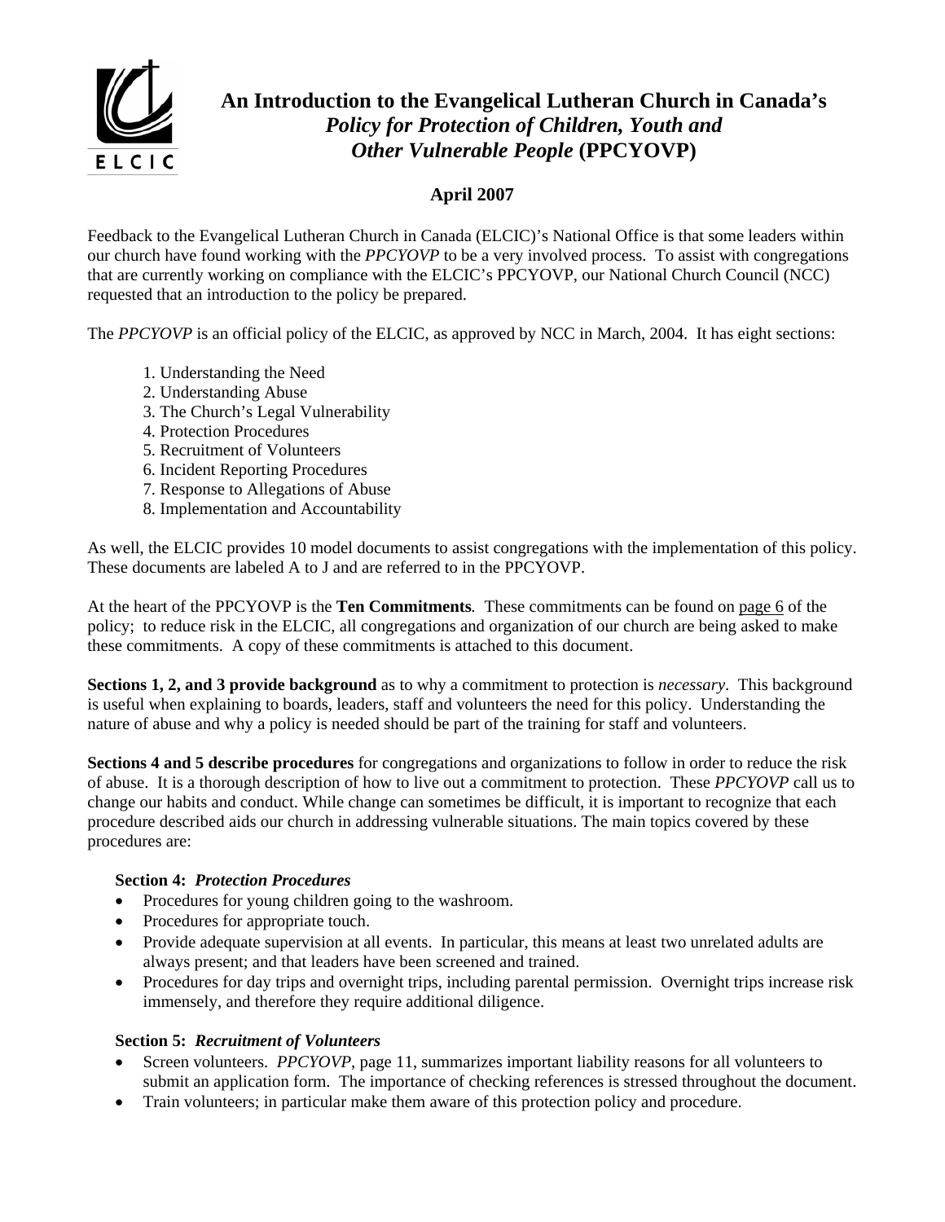# An Introduction to the Evangelical Lutheran Church in Canada's *Policy for Protection of Children, Youth and Other Vulnerable People* (PPCYOVP)

**April 2007**

Feedback to the Evangelical Lutheran Church in Canada (ELCIC)'s National Office is that some leaders within our church have found working with the *PPCYOVP* to be a very involved process. To assist with congregations that are currently working on compliance with the ELCIC's PPCYOVP, our National Church Council (NCC) requested that an introduction to the policy be prepared.

The *PPCYOVP* is an official policy of the ELCIC, as approved by NCC in March, 2004. It has eight sections:

1. Understanding the Need
2. Understanding Abuse
3. The Church's Legal Vulnerability
4. Protection Procedures
5. Recruitment of Volunteers
6. Incident Reporting Procedures
7. Response to Allegations of Abuse
8. Implementation and Accountability

As well, the ELCIC provides 10 model documents to assist congregations with the implementation of this policy. These documents are labeled A to J and are referred to in the PPCYOVP.

At the heart of the PPCYOVP is the **Ten Commitments**. These commitments can be found on page 6 of the policy; to reduce risk in the ELCIC, all congregations and organization of our church are being asked to make these commitments. A copy of these commitments is attached to this document.

**Sections 1, 2, and 3 provide background** as to why a commitment to protection is *necessary*. This background is useful when explaining to boards, leaders, staff and volunteers the need for this policy. Understanding the nature of abuse and why a policy is needed should be part of the training for staff and volunteers.

**Sections 4 and 5 describe procedures** for congregations and organizations to follow in order to reduce the risk of abuse. It is a thorough description of how to live out a commitment to protection. These *PPCYOVP* call us to change our habits and conduct. While change can sometimes be difficult, it is important to recognize that each procedure described aids our church in addressing vulnerable situations. The main topics covered by these procedures are:

**Section 4: *Protection Procedures***

- Procedures for young children going to the washroom.
- Procedures for appropriate touch.
- Provide adequate supervision at all events. In particular, this means at least two unrelated adults are always present; and that leaders have been screened and trained.
- Procedures for day trips and overnight trips, including parental permission. Overnight trips increase risk immensely, and therefore they require additional diligence.

**Section 5: *Recruitment of Volunteers***

- Screen volunteers. *PPCYOVP*, page 11, summarizes important liability reasons for all volunteers to submit an application form. The importance of checking references is stressed throughout the document.
- Train volunteers; in particular make them aware of this protection policy and procedure.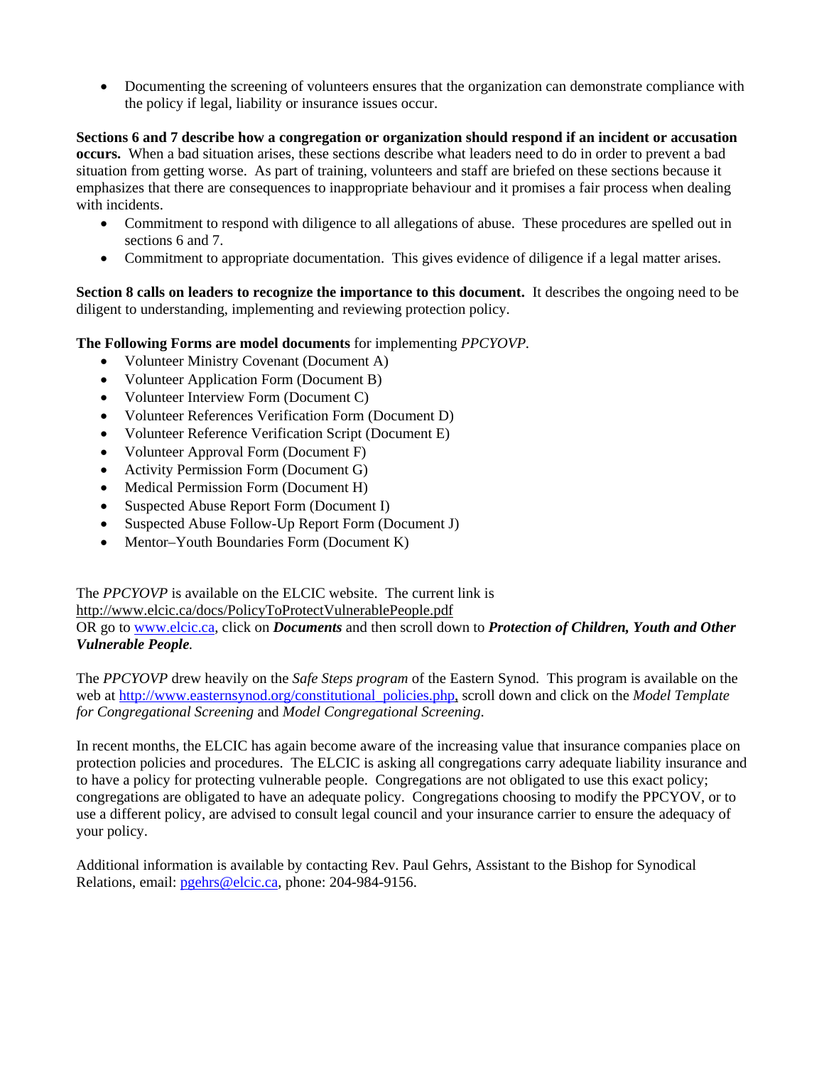- Documenting the screening of volunteers ensures that the organization can demonstrate compliance with the policy if legal, liability or insurance issues occur.

**Sections 6 and 7 describe how a congregation or organization should respond if an incident or accusation occurs.** When a bad situation arises, these sections describe what leaders need to do in order to prevent a bad situation from getting worse. As part of training, volunteers and staff are briefed on these sections because it emphasizes that there are consequences to inappropriate behaviour and it promises a fair process when dealing with incidents.

- Commitment to respond with diligence to all allegations of abuse. These procedures are spelled out in sections 6 and 7.
- Commitment to appropriate documentation. This gives evidence of diligence if a legal matter arises.

**Section 8 calls on leaders to recognize the importance to this document.** It describes the ongoing need to be diligent to understanding, implementing and reviewing protection policy.

**The Following Forms are model documents** for implementing *PPCYOVP.*

- Volunteer Ministry Covenant (Document A)
- Volunteer Application Form (Document B)
- Volunteer Interview Form (Document C)
- Volunteer References Verification Form (Document D)
- Volunteer Reference Verification Script (Document E)
- Volunteer Approval Form (Document F)
- Activity Permission Form (Document G)
- Medical Permission Form (Document H)
- Suspected Abuse Report Form (Document I)
- Suspected Abuse Follow-Up Report Form (Document J)
- Mentor–Youth Boundaries Form (Document K)

The *PPCYOVP* is available on the ELCIC website. The current link is http://www.elcic.ca/docs/PolicyToProtectVulnerablePeople.pdf
OR go to www.elcic.ca, click on ***Documents*** and then scroll down to ***Protection of Children, Youth and Other Vulnerable People.***

The *PPCYOVP* drew heavily on the *Safe Steps program* of the Eastern Synod. This program is available on the web at http://www.easternsynod.org/constitutional_policies.php, scroll down and click on the *Model Template for Congregational Screening* and *Model Congregational Screening*.

In recent months, the ELCIC has again become aware of the increasing value that insurance companies place on protection policies and procedures. The ELCIC is asking all congregations carry adequate liability insurance and to have a policy for protecting vulnerable people. Congregations are not obligated to use this exact policy; congregations are obligated to have an adequate policy. Congregations choosing to modify the PPCYOV, or to use a different policy, are advised to consult legal council and your insurance carrier to ensure the adequacy of your policy.

Additional information is available by contacting Rev. Paul Gehrs, Assistant to the Bishop for Synodical Relations, email: pgehrs@elcic.ca, phone: 204-984-9156.